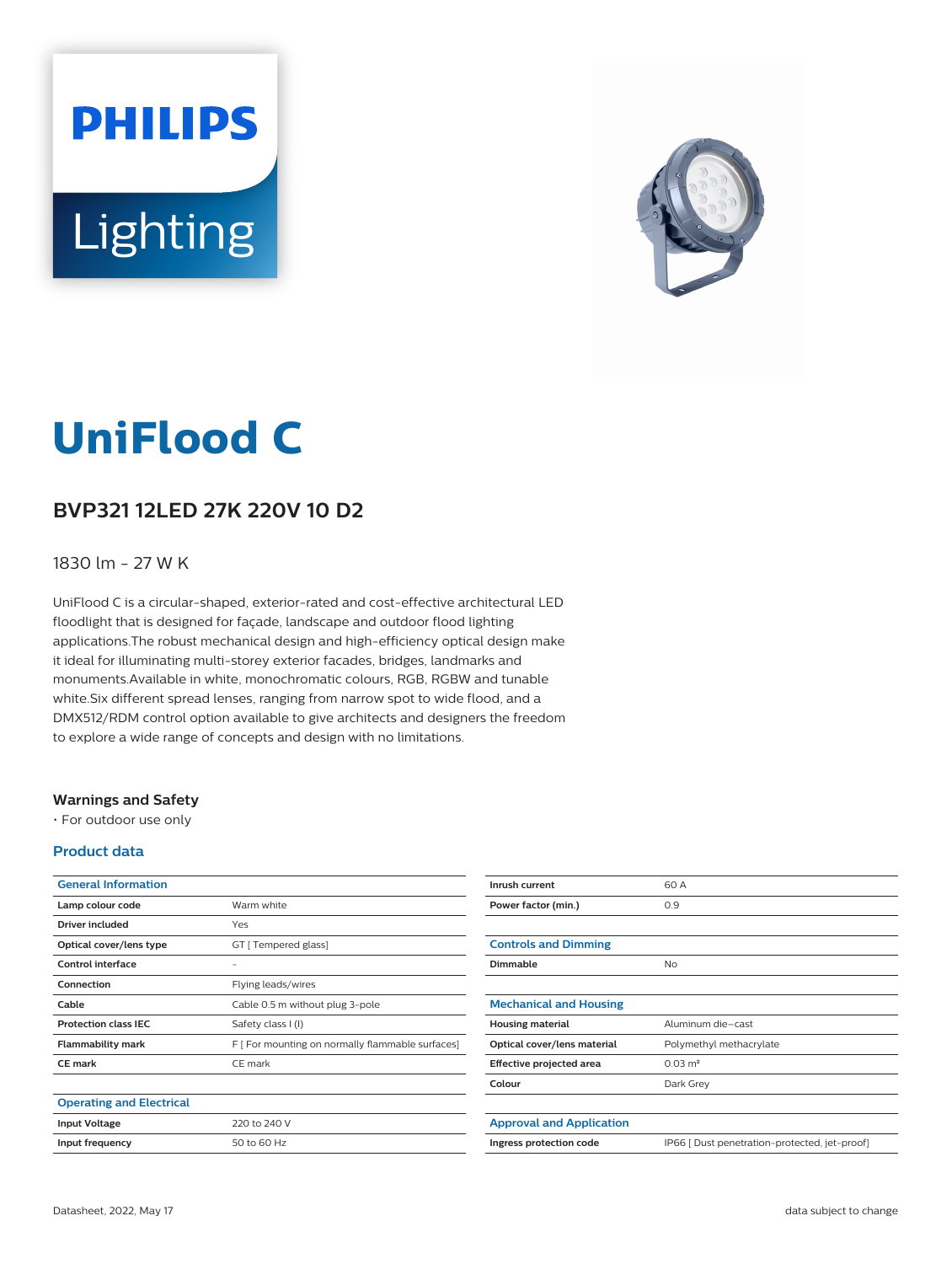# UniFlood C

## BVP321 12LED 27K 220V 10 D2

1830 lm - 27 W K

UniFlood C is a circular-shaped, exterior-rated and cost-effective architectural LED floodlight that is designed for façade, landscape and outdoor flood lighting applications.The robust mechanical design and high-efficiency optical design make it ideal for illuminating multi-storey exterior facades, bridges, landmarks and monuments.Available in white, monochromatic colours, RGB, RGBW and tunable white.Six different spread lenses, ranging from narrow spot to wide flood, and a DMX512/RDM control option available to give architects and designers the freedom to explore a wide range of concepts and design with no limitations.

### Warnings and Safety

- For outdoor use only

### Product data

| General Information | |
|---|---|
| Lamp colour code | Warm white |
| Driver included | Yes |
| Optical cover/lens type | GT [ Tempered glass] |
| Control interface | - |
| Connection | Flying leads/wires |
| Cable | Cable 0.5 m without plug 3-pole |
| Protection class IEC | Safety class I (I) |
| Flammability mark | F [ For mounting on normally flammable surfaces] |
| CE mark | CE mark |

| Operating and Electrical | |
|---|---|
| Input Voltage | 220 to 240 V |
| Input frequency | 50 to 60 Hz |
| Inrush current | 60 A |
| Power factor (min.) | 0.9 |

| Controls and Dimming | |
|---|---|
| Dimmable | No |

| Mechanical and Housing | |
|---|---|
| Housing material | Aluminum die-cast |
| Optical cover/lens material | Polymethyl methacrylate |
| Effective projected area | 0.03 m² |
| Colour | Dark Grey |

| Approval and Application | |
|---|---|
| Ingress protection code | IP66 [ Dust penetration-protected, jet-proof] |

Datasheet, 2022, May 17

data subject to change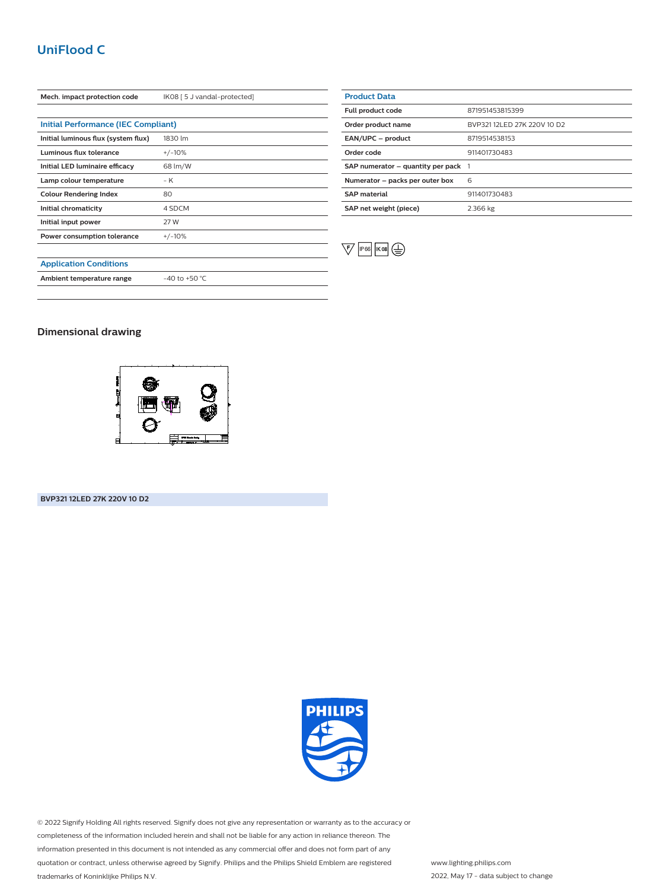# UniFlood C

| | |
|---|---|
| Mech. impact protection code | IK08 [ 5 J vandal-protected] |

### Initial Performance (IEC Compliant)

| | |
|---|---|
| Initial luminous flux (system flux) | 1830 lm |
| Luminous flux tolerance | +/-10% |
| Initial LED luminaire efficacy | 68 lm/W |
| Lamp colour temperature | - K |
| Colour Rendering Index | 80 |
| Initial chromaticity | 4 SDCM |
| Initial input power | 27 W |
| Power consumption tolerance | +/-10% |

### Application Conditions

| | |
|---|---|
| Ambient temperature range | -40 to +50 °C |

### Product Data

| | |
|---|---|
| Full product code | 871951453815399 |
| Order product name | BVP321 12LED 27K 220V 10 D2 |
| EAN/UPC – product | 8719514538153 |
| Order code | 911401730483 |
| SAP numerator – quantity per pack | 1 |
| Numerator – packs per outer box | 6 |
| SAP material | 911401730483 |
| SAP net weight (piece) | 2.366 kg |

## Dimensional drawing

**BVP321 12LED 27K 220V 10 D2**

© 2022 Signify Holding All rights reserved. Signify does not give any representation or warranty as to the accuracy or completeness of the information included herein and shall not be liable for any action in reliance thereon. The information presented in this document is not intended as any commercial offer and does not form part of any quotation or contract, unless otherwise agreed by Signify. Philips and the Philips Shield Emblem are registered trademarks of Koninklijke Philips N.V.

www.lighting.philips.com

2022, May 17 - data subject to change